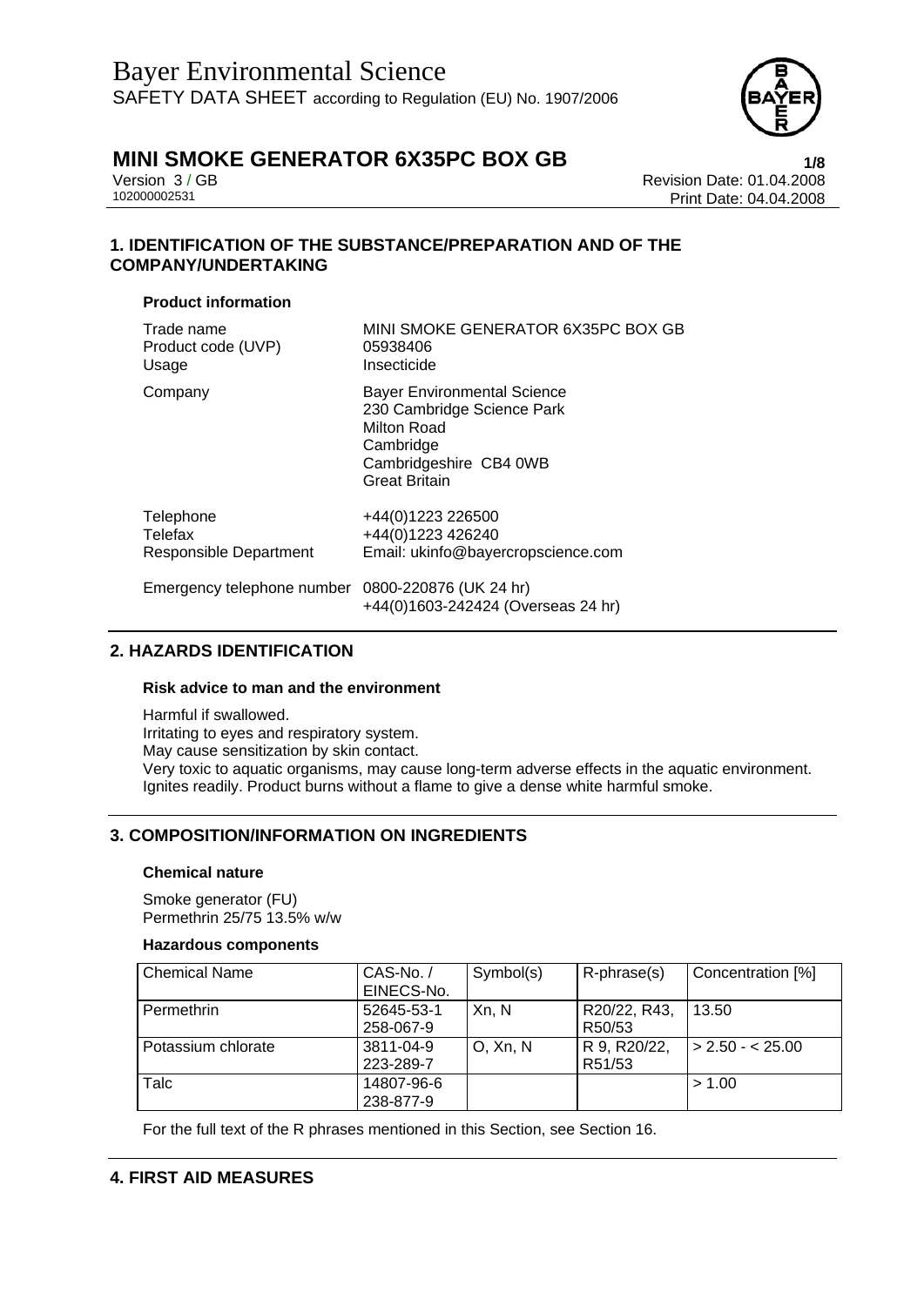# Bayer Environmental Science

SAFETY DATA SHEET according to Regulation (EU) No. 1907/2006

## MINI SMOKE GENERATOR 6X35PC BOX GB

Version 3 / GB
102000002531

Revision Date: 01.04.2008
Print Date: 04.04.2008

## 1. IDENTIFICATION OF THE SUBSTANCE/PREPARATION AND OF THE COMPANY/UNDERTAKING

### Product information

| | |
|---|---|
| Trade name | MINI SMOKE GENERATOR 6X35PC BOX GB |
| Product code (UVP) | 05938406 |
| Usage | Insecticide |
| Company | Bayer Environmental Science<br>230 Cambridge Science Park<br>Milton Road<br>Cambridge<br>Cambridgeshire CB4 0WB<br>Great Britain |
| Telephone | +44(0)1223 226500 |
| Telefax | +44(0)1223 426240 |
| Responsible Department | Email: ukinfo@bayercropscience.com |
| Emergency telephone number | 0800-220876 (UK 24 hr)<br>+44(0)1603-242424 (Overseas 24 hr) |

## 2. HAZARDS IDENTIFICATION

### Risk advice to man and the environment

Harmful if swallowed.
Irritating to eyes and respiratory system.
May cause sensitization by skin contact.
Very toxic to aquatic organisms, may cause long-term adverse effects in the aquatic environment.
Ignites readily. Product burns without a flame to give a dense white harmful smoke.

## 3. COMPOSITION/INFORMATION ON INGREDIENTS

### Chemical nature

Smoke generator (FU)
Permethrin 25/75 13.5% w/w

### Hazardous components

| Chemical Name | CAS-No. / EINECS-No. | Symbol(s) | R-phrase(s) | Concentration [%] |
|---|---|---|---|---|
| Permethrin | 52645-53-1<br>258-067-9 | Xn, N | R20/22, R43, R50/53 | 13.50 |
| Potassium chlorate | 3811-04-9<br>223-289-7 | O, Xn, N | R 9, R20/22, R51/53 | > 2.50 - < 25.00 |
| Talc | 14807-96-6<br>238-877-9 | | | > 1.00 |

For the full text of the R phrases mentioned in this Section, see Section 16.

## 4. FIRST AID MEASURES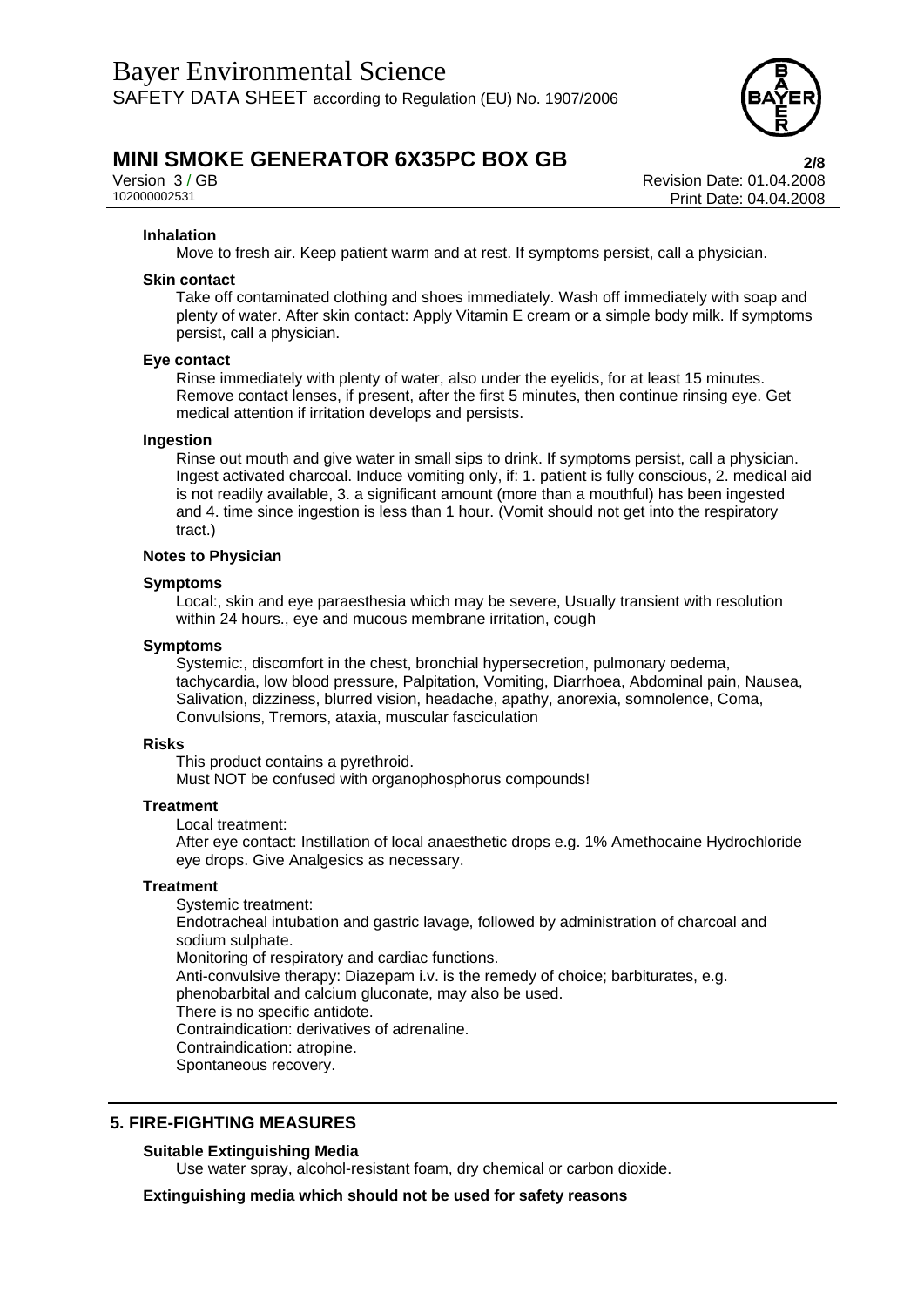**Inhalation**

Move to fresh air. Keep patient warm and at rest. If symptoms persist, call a physician.

**Skin contact**

Take off contaminated clothing and shoes immediately. Wash off immediately with soap and plenty of water. After skin contact: Apply Vitamin E cream or a simple body milk. If symptoms persist, call a physician.

**Eye contact**

Rinse immediately with plenty of water, also under the eyelids, for at least 15 minutes. Remove contact lenses, if present, after the first 5 minutes, then continue rinsing eye. Get medical attention if irritation develops and persists.

**Ingestion**

Rinse out mouth and give water in small sips to drink. If symptoms persist, call a physician. Ingest activated charcoal. Induce vomiting only, if: 1. patient is fully conscious, 2. medical aid is not readily available, 3. a significant amount (more than a mouthful) has been ingested and 4. time since ingestion is less than 1 hour. (Vomit should not get into the respiratory tract.)

**Notes to Physician**

**Symptoms**

Local:, skin and eye paraesthesia which may be severe, Usually transient with resolution within 24 hours., eye and mucous membrane irritation, cough

**Symptoms**

Systemic:, discomfort in the chest, bronchial hypersecretion, pulmonary oedema, tachycardia, low blood pressure, Palpitation, Vomiting, Diarrhoea, Abdominal pain, Nausea, Salivation, dizziness, blurred vision, headache, apathy, anorexia, somnolence, Coma, Convulsions, Tremors, ataxia, muscular fasciculation

**Risks**

This product contains a pyrethroid.
Must NOT be confused with organophosphorus compounds!

**Treatment**

Local treatment:
After eye contact: Instillation of local anaesthetic drops e.g. 1% Amethocaine Hydrochloride eye drops. Give Analgesics as necessary.

**Treatment**

Systemic treatment:
Endotracheal intubation and gastric lavage, followed by administration of charcoal and sodium sulphate.
Monitoring of respiratory and cardiac functions.
Anti-convulsive therapy: Diazepam i.v. is the remedy of choice; barbiturates, e.g. phenobarbital and calcium gluconate, may also be used.
There is no specific antidote.
Contraindication: derivatives of adrenaline.
Contraindication: atropine.
Spontaneous recovery.

## 5. FIRE-FIGHTING MEASURES

**Suitable Extinguishing Media**

Use water spray, alcohol-resistant foam, dry chemical or carbon dioxide.

**Extinguishing media which should not be used for safety reasons**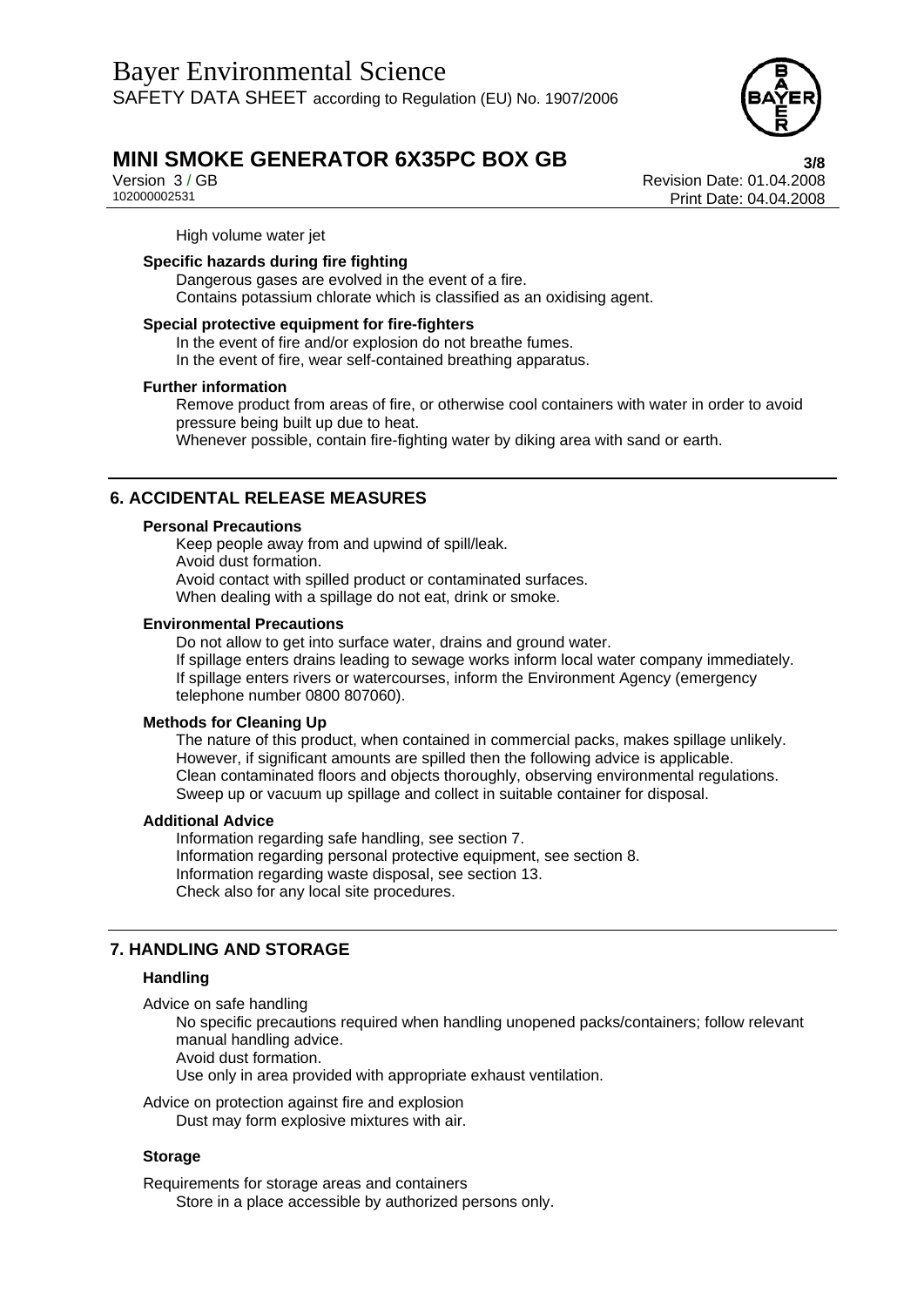High volume water jet

**Specific hazards during fire fighting**

Dangerous gases are evolved in the event of a fire.
Contains potassium chlorate which is classified as an oxidising agent.

**Special protective equipment for fire-fighters**

In the event of fire and/or explosion do not breathe fumes.
In the event of fire, wear self-contained breathing apparatus.

**Further information**

Remove product from areas of fire, or otherwise cool containers with water in order to avoid pressure being built up due to heat.
Whenever possible, contain fire-fighting water by diking area with sand or earth.

## 6. ACCIDENTAL RELEASE MEASURES

**Personal Precautions**

Keep people away from and upwind of spill/leak.
Avoid dust formation.
Avoid contact with spilled product or contaminated surfaces.
When dealing with a spillage do not eat, drink or smoke.

**Environmental Precautions**

Do not allow to get into surface water, drains and ground water.
If spillage enters drains leading to sewage works inform local water company immediately.
If spillage enters rivers or watercourses, inform the Environment Agency (emergency telephone number 0800 807060).

**Methods for Cleaning Up**

The nature of this product, when contained in commercial packs, makes spillage unlikely. However, if significant amounts are spilled then the following advice is applicable.
Clean contaminated floors and objects thoroughly, observing environmental regulations.
Sweep up or vacuum up spillage and collect in suitable container for disposal.

**Additional Advice**

Information regarding safe handling, see section 7.
Information regarding personal protective equipment, see section 8.
Information regarding waste disposal, see section 13.
Check also for any local site procedures.

## 7. HANDLING AND STORAGE

### Handling

Advice on safe handling

No specific precautions required when handling unopened packs/containers; follow relevant manual handling advice.
Avoid dust formation.
Use only in area provided with appropriate exhaust ventilation.

Advice on protection against fire and explosion

Dust may form explosive mixtures with air.

### Storage

Requirements for storage areas and containers

Store in a place accessible by authorized persons only.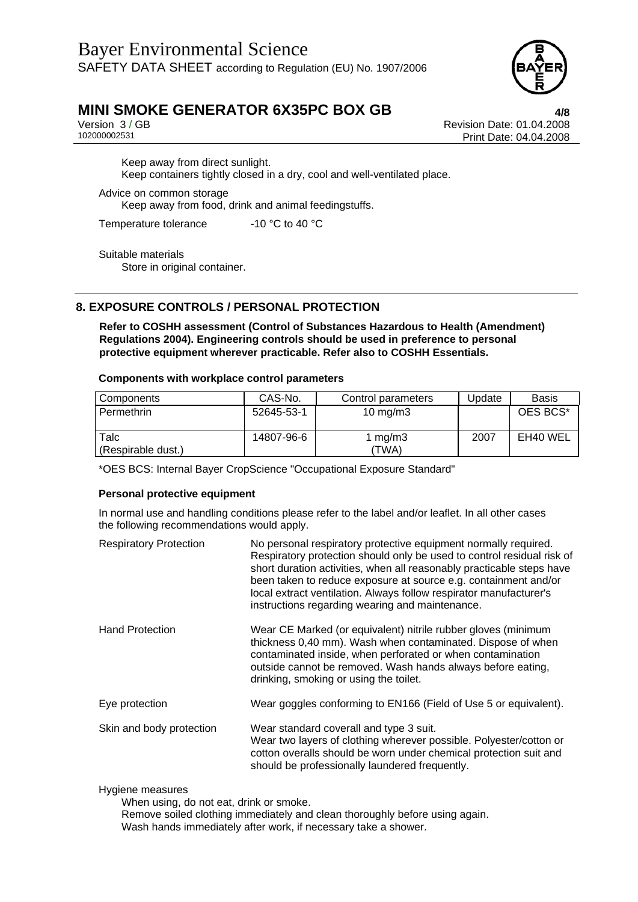Keep away from direct sunlight.
Keep containers tightly closed in a dry, cool and well-ventilated place.

Advice on common storage
Keep away from food, drink and animal feedingstuffs.

Temperature tolerance -10 °C to 40 °C

Suitable materials
Store in original container.

## 8. EXPOSURE CONTROLS / PERSONAL PROTECTION

**Refer to COSHH assessment (Control of Substances Hazardous to Health (Amendment) Regulations 2004). Engineering controls should be used in preference to personal protective equipment wherever practicable. Refer also to COSHH Essentials.**

**Components with workplace control parameters**

| Components | CAS-No. | Control parameters | Update | Basis |
|---|---|---|---|---|
| Permethrin | 52645-53-1 | 10 mg/m3 | | OES BCS* |
| Talc (Respirable dust.) | 14807-96-6 | 1 mg/m3 (TWA) | 2007 | EH40 WEL |

*OES BCS: Internal Bayer CropScience "Occupational Exposure Standard"

**Personal protective equipment**

In normal use and handling conditions please refer to the label and/or leaflet. In all other cases the following recommendations would apply.

Respiratory Protection: No personal respiratory protective equipment normally required. Respiratory protection should only be used to control residual risk of short duration activities, when all reasonably practicable steps have been taken to reduce exposure at source e.g. containment and/or local extract ventilation. Always follow respirator manufacturer's instructions regarding wearing and maintenance.

Hand Protection: Wear CE Marked (or equivalent) nitrile rubber gloves (minimum thickness 0,40 mm). Wash when contaminated. Dispose of when contaminated inside, when perforated or when contamination outside cannot be removed. Wash hands always before eating, drinking, smoking or using the toilet.

Eye protection: Wear goggles conforming to EN166 (Field of Use 5 or equivalent).

Skin and body protection: Wear standard coverall and type 3 suit.
Wear two layers of clothing wherever possible. Polyester/cotton or cotton overalls should be worn under chemical protection suit and should be professionally laundered frequently.

Hygiene measures
When using, do not eat, drink or smoke.
Remove soiled clothing immediately and clean thoroughly before using again.
Wash hands immediately after work, if necessary take a shower.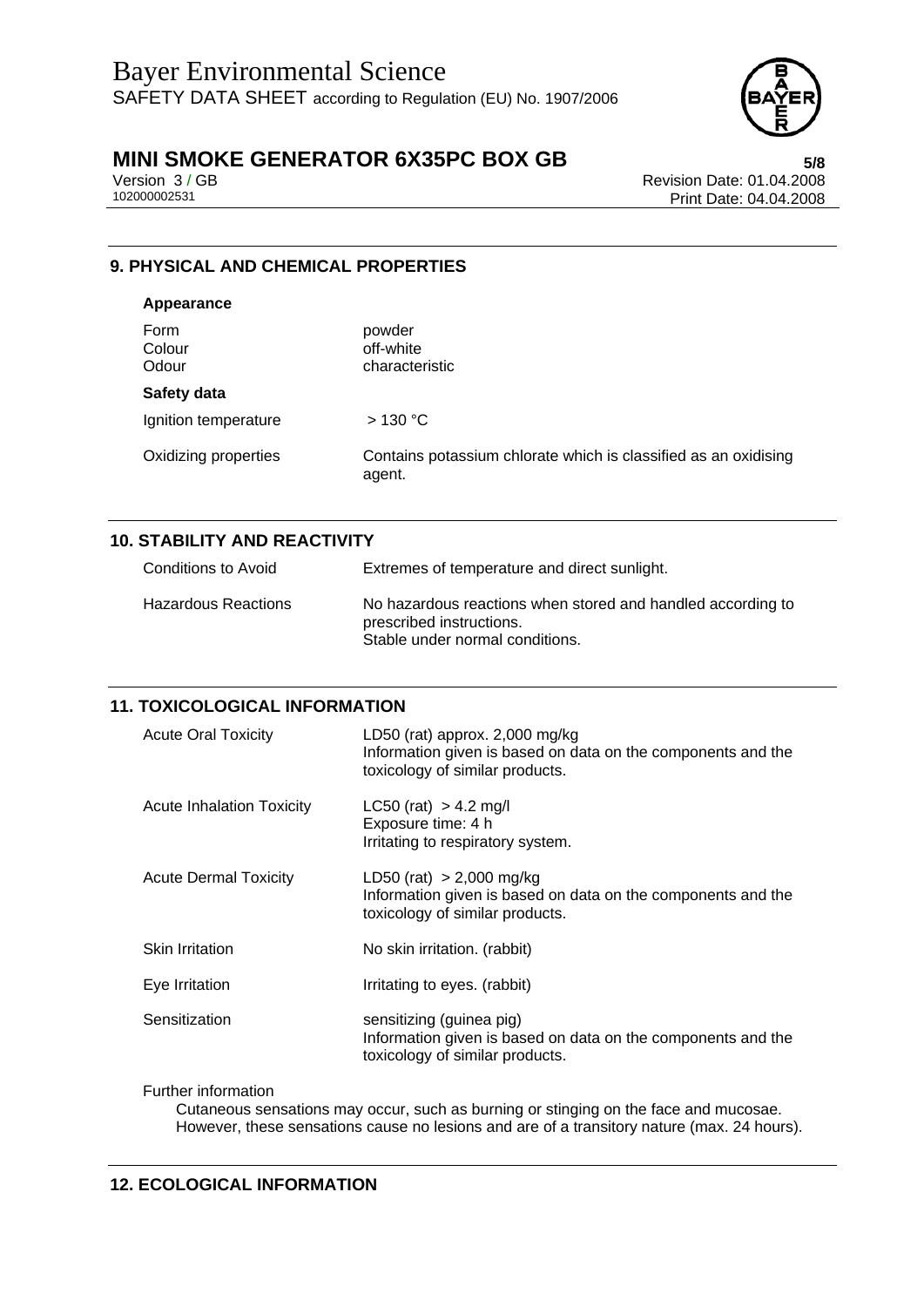## 9. PHYSICAL AND CHEMICAL PROPERTIES

**Appearance**

| | |
|---|---|
| Form | powder |
| Colour | off-white |
| Odour | characteristic |

**Safety data**

| | |
|---|---|
| Ignition temperature | > 130 °C |
| Oxidizing properties | Contains potassium chlorate which is classified as an oxidising agent. |

## 10. STABILITY AND REACTIVITY

| | |
|---|---|
| Conditions to Avoid | Extremes of temperature and direct sunlight. |
| Hazardous Reactions | No hazardous reactions when stored and handled according to prescribed instructions.<br>Stable under normal conditions. |

## 11. TOXICOLOGICAL INFORMATION

| | |
|---|---|
| Acute Oral Toxicity | LD50 (rat) approx. 2,000 mg/kg<br>Information given is based on data on the components and the toxicology of similar products. |
| Acute Inhalation Toxicity | LC50 (rat) > 4.2 mg/l<br>Exposure time: 4 h<br>Irritating to respiratory system. |
| Acute Dermal Toxicity | LD50 (rat) > 2,000 mg/kg<br>Information given is based on data on the components and the toxicology of similar products. |
| Skin Irritation | No skin irritation. (rabbit) |
| Eye Irritation | Irritating to eyes. (rabbit) |
| Sensitization | sensitizing (guinea pig)<br>Information given is based on data on the components and the toxicology of similar products. |

Further information

Cutaneous sensations may occur, such as burning or stinging on the face and mucosae. However, these sensations cause no lesions and are of a transitory nature (max. 24 hours).

## 12. ECOLOGICAL INFORMATION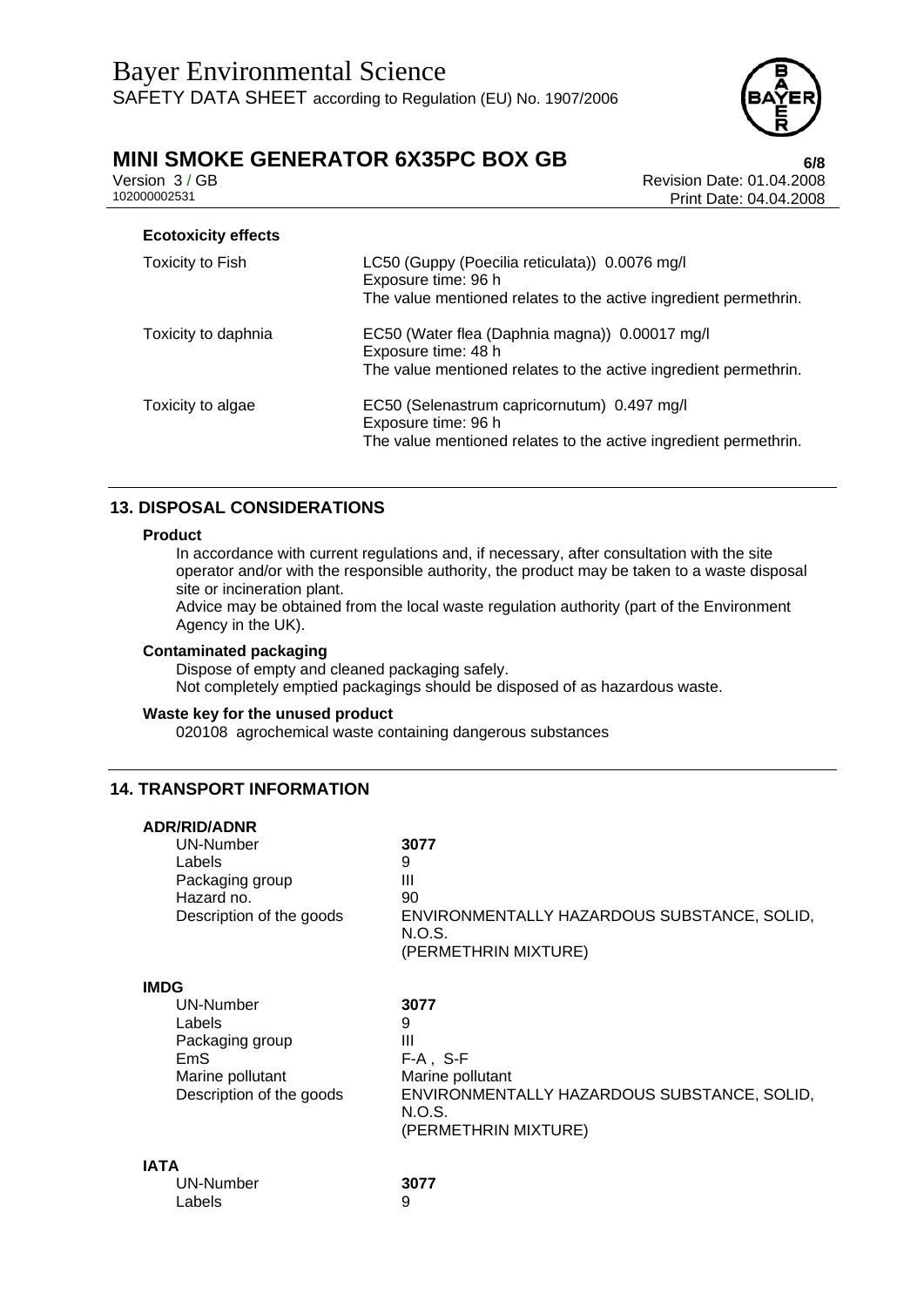**Ecotoxicity effects**

| | |
|---|---|
| Toxicity to Fish | LC50 (Guppy (Poecilia reticulata)) 0.0076 mg/l<br>Exposure time: 96 h<br>The value mentioned relates to the active ingredient permethrin. |
| Toxicity to daphnia | EC50 (Water flea (Daphnia magna)) 0.00017 mg/l<br>Exposure time: 48 h<br>The value mentioned relates to the active ingredient permethrin. |
| Toxicity to algae | EC50 (Selenastrum capricornutum) 0.497 mg/l<br>Exposure time: 96 h<br>The value mentioned relates to the active ingredient permethrin. |

## 13. DISPOSAL CONSIDERATIONS

**Product**

In accordance with current regulations and, if necessary, after consultation with the site operator and/or with the responsible authority, the product may be taken to a waste disposal site or incineration plant.
Advice may be obtained from the local waste regulation authority (part of the Environment Agency in the UK).

**Contaminated packaging**

Dispose of empty and cleaned packaging safely.
Not completely emptied packagings should be disposed of as hazardous waste.

**Waste key for the unused product**

020108 agrochemical waste containing dangerous substances

## 14. TRANSPORT INFORMATION

**ADR/RID/ADNR**

| | |
|---|---|
| UN-Number | **3077** |
| Labels | 9 |
| Packaging group | III |
| Hazard no. | 90 |
| Description of the goods | ENVIRONMENTALLY HAZARDOUS SUBSTANCE, SOLID, N.O.S.<br>(PERMETHRIN MIXTURE) |

**IMDG**

| | |
|---|---|
| UN-Number | **3077** |
| Labels | 9 |
| Packaging group | III |
| EmS | F-A , S-F |
| Marine pollutant | Marine pollutant |
| Description of the goods | ENVIRONMENTALLY HAZARDOUS SUBSTANCE, SOLID, N.O.S.<br>(PERMETHRIN MIXTURE) |

**IATA**

| | |
|---|---|
| UN-Number | **3077** |
| Labels | 9 |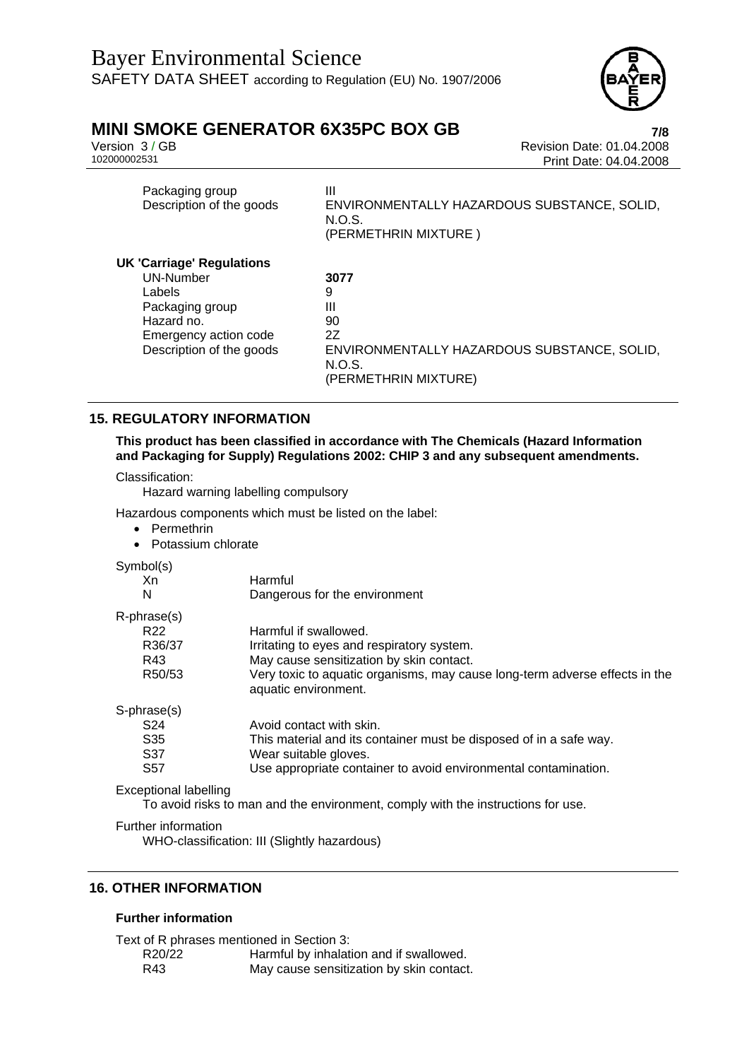| | |
|---|---|
| Packaging group | III |
| Description of the goods | ENVIRONMENTALLY HAZARDOUS SUBSTANCE, SOLID, N.O.S. (PERMETHRIN MIXTURE ) |

**UK 'Carriage' Regulations**

| | |
|---|---|
| UN-Number | **3077** |
| Labels | 9 |
| Packaging group | III |
| Hazard no. | 90 |
| Emergency action code | 2Z |
| Description of the goods | ENVIRONMENTALLY HAZARDOUS SUBSTANCE, SOLID, N.O.S. (PERMETHRIN MIXTURE) |

## 15. REGULATORY INFORMATION

**This product has been classified in accordance with The Chemicals (Hazard Information and Packaging for Supply) Regulations 2002: CHIP 3 and any subsequent amendments.**

Classification:

Hazard warning labelling compulsory

Hazardous components which must be listed on the label:

- Permethrin
- Potassium chlorate

Symbol(s)

| | |
|---|---|
| Xn | Harmful |
| N | Dangerous for the environment |

R-phrase(s)

| | |
|---|---|
| R22 | Harmful if swallowed. |
| R36/37 | Irritating to eyes and respiratory system. |
| R43 | May cause sensitization by skin contact. |
| R50/53 | Very toxic to aquatic organisms, may cause long-term adverse effects in the aquatic environment. |

S-phrase(s)

| | |
|---|---|
| S24 | Avoid contact with skin. |
| S35 | This material and its container must be disposed of in a safe way. |
| S37 | Wear suitable gloves. |
| S57 | Use appropriate container to avoid environmental contamination. |

Exceptional labelling

To avoid risks to man and the environment, comply with the instructions for use.

Further information

WHO-classification: III (Slightly hazardous)

## 16. OTHER INFORMATION

### Further information

Text of R phrases mentioned in Section 3:

| | |
|---|---|
| R20/22 | Harmful by inhalation and if swallowed. |
| R43 | May cause sensitization by skin contact. |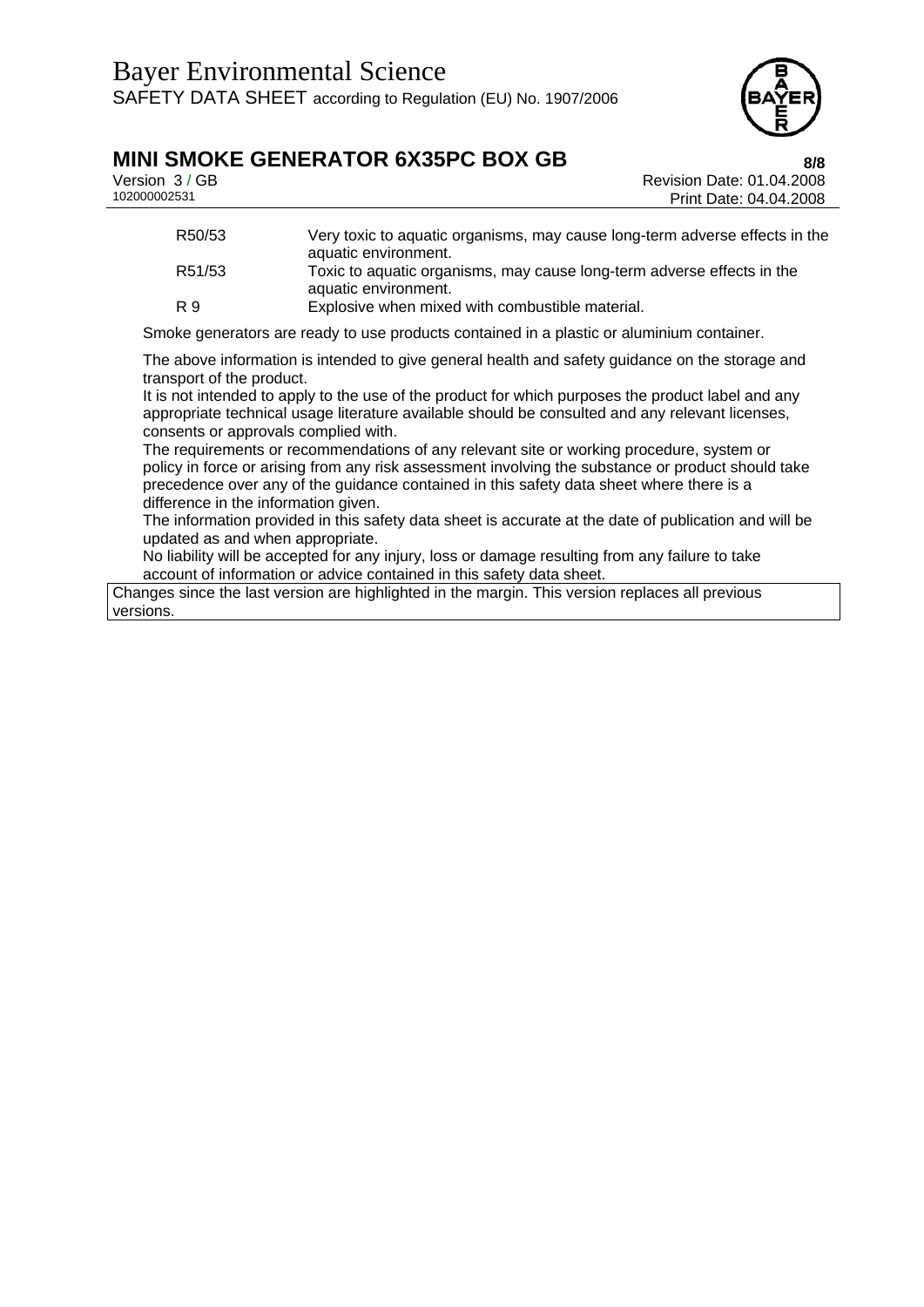| | |
|---|---|
| R50/53 | Very toxic to aquatic organisms, may cause long-term adverse effects in the aquatic environment. |
| R51/53 | Toxic to aquatic organisms, may cause long-term adverse effects in the aquatic environment. |
| R 9 | Explosive when mixed with combustible material. |

Smoke generators are ready to use products contained in a plastic or aluminium container.

The above information is intended to give general health and safety guidance on the storage and transport of the product.
It is not intended to apply to the use of the product for which purposes the product label and any appropriate technical usage literature available should be consulted and any relevant licenses, consents or approvals complied with.
The requirements or recommendations of any relevant site or working procedure, system or policy in force or arising from any risk assessment involving the substance or product should take precedence over any of the guidance contained in this safety data sheet where there is a difference in the information given.
The information provided in this safety data sheet is accurate at the date of publication and will be updated as and when appropriate.
No liability will be accepted for any injury, loss or damage resulting from any failure to take account of information or advice contained in this safety data sheet.

Changes since the last version are highlighted in the margin. This version replaces all previous versions.